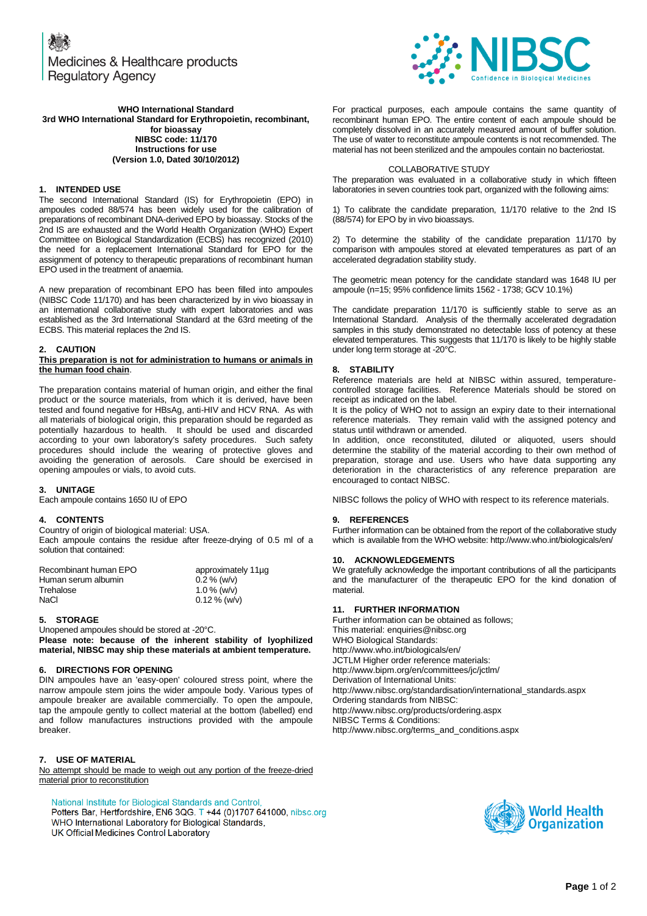Medicines & Healthcare products Regulatory Agency

NIBSC Confidence in Biological Medicines

**WHO International Standard**
**3rd WHO International Standard for Erythropoietin, recombinant, for bioassay**
**NIBSC code: 11/170**
**Instructions for use**
**(Version 1.0, Dated 30/10/2012)**

## 1. INTENDED USE

The second International Standard (IS) for Erythropoietin (EPO) in ampoules coded 88/574 has been widely used for the calibration of preparations of recombinant DNA-derived EPO by bioassay. Stocks of the 2nd IS are exhausted and the World Health Organization (WHO) Expert Committee on Biological Standardization (ECBS) has recognized (2010) the need for a replacement International Standard for EPO for the assignment of potency to therapeutic preparations of recombinant human EPO used in the treatment of anaemia.

A new preparation of recombinant EPO has been filled into ampoules (NIBSC Code 11/170) and has been characterized by in vivo bioassay in an international collaborative study with expert laboratories and was established as the 3rd International Standard at the 63rd meeting of the ECBS. This material replaces the 2nd IS.

## 2. CAUTION

**This preparation is not for administration to humans or animals in the human food chain**.

The preparation contains material of human origin, and either the final product or the source materials, from which it is derived, have been tested and found negative for HBsAg, anti-HIV and HCV RNA. As with all materials of biological origin, this preparation should be regarded as potentially hazardous to health. It should be used and discarded according to your own laboratory's safety procedures. Such safety procedures should include the wearing of protective gloves and avoiding the generation of aerosols. Care should be exercised in opening ampoules or vials, to avoid cuts.

## 3. UNITAGE

Each ampoule contains 1650 IU of EPO

## 4. CONTENTS

Country of origin of biological material: USA.
Each ampoule contains the residue after freeze-drying of 0.5 ml of a solution that contained:

| | |
|---|---|
| Recombinant human EPO | approximately 11µg |
| Human serum albumin | 0.2 % (w/v) |
| Trehalose | 1.0 % (w/v) |
| NaCl | 0.12 % (w/v) |

## 5. STORAGE

Unopened ampoules should be stored at -20°C.
**Please note: because of the inherent stability of lyophilized material, NIBSC may ship these materials at ambient temperature.**

## 6. DIRECTIONS FOR OPENING

DIN ampoules have an 'easy-open' coloured stress point, where the narrow ampoule stem joins the wider ampoule body. Various types of ampoule breaker are available commercially. To open the ampoule, tap the ampoule gently to collect material at the bottom (labelled) end and follow manufactures instructions provided with the ampoule breaker.

## 7. USE OF MATERIAL

No attempt should be made to weigh out any portion of the freeze-dried material prior to reconstitution

For practical purposes, each ampoule contains the same quantity of recombinant human EPO. The entire content of each ampoule should be completely dissolved in an accurately measured amount of buffer solution. The use of water to reconstitute ampoule contents is not recommended. The material has not been sterilized and the ampoules contain no bacteriostat.

COLLABORATIVE STUDY

The preparation was evaluated in a collaborative study in which fifteen laboratories in seven countries took part, organized with the following aims:

1) To calibrate the candidate preparation, 11/170 relative to the 2nd IS (88/574) for EPO by in vivo bioassays.

2) To determine the stability of the candidate preparation 11/170 by comparison with ampoules stored at elevated temperatures as part of an accelerated degradation stability study.

The geometric mean potency for the candidate standard was 1648 IU per ampoule (n=15; 95% confidence limits 1562 - 1738; GCV 10.1%)

The candidate preparation 11/170 is sufficiently stable to serve as an International Standard. Analysis of the thermally accelerated degradation samples in this study demonstrated no detectable loss of potency at these elevated temperatures. This suggests that 11/170 is likely to be highly stable under long term storage at -20°C.

## 8. STABILITY

Reference materials are held at NIBSC within assured, temperature-controlled storage facilities. Reference Materials should be stored on receipt as indicated on the label.
It is the policy of WHO not to assign an expiry date to their international reference materials. They remain valid with the assigned potency and status until withdrawn or amended.
In addition, once reconstituted, diluted or aliquoted, users should determine the stability of the material according to their own method of preparation, storage and use. Users who have data supporting any deterioration in the characteristics of any reference preparation are encouraged to contact NIBSC.

NIBSC follows the policy of WHO with respect to its reference materials.

## 9. REFERENCES

Further information can be obtained from the report of the collaborative study which is available from the WHO website: http://www.who.int/biologicals/en/

## 10. ACKNOWLEDGEMENTS

We gratefully acknowledge the important contributions of all the participants and the manufacturer of the therapeutic EPO for the kind donation of material.

## 11. FURTHER INFORMATION

Further information can be obtained as follows;
This material: enquiries@nibsc.org
WHO Biological Standards:
http://www.who.int/biologicals/en/
JCTLM Higher order reference materials:
http://www.bipm.org/en/committees/jc/jctlm/
Derivation of International Units:
http://www.nibsc.org/standardisation/international_standards.aspx
Ordering standards from NIBSC:
http://www.nibsc.org/products/ordering.aspx
NIBSC Terms & Conditions:
http://www.nibsc.org/terms_and_conditions.aspx

National Institute for Biological Standards and Control,
Potters Bar, Hertfordshire, EN6 3QG. T +44 (0)1707 641000, nibsc.org
WHO International Laboratory for Biological Standards,
UK Official Medicines Control Laboratory

World Health Organization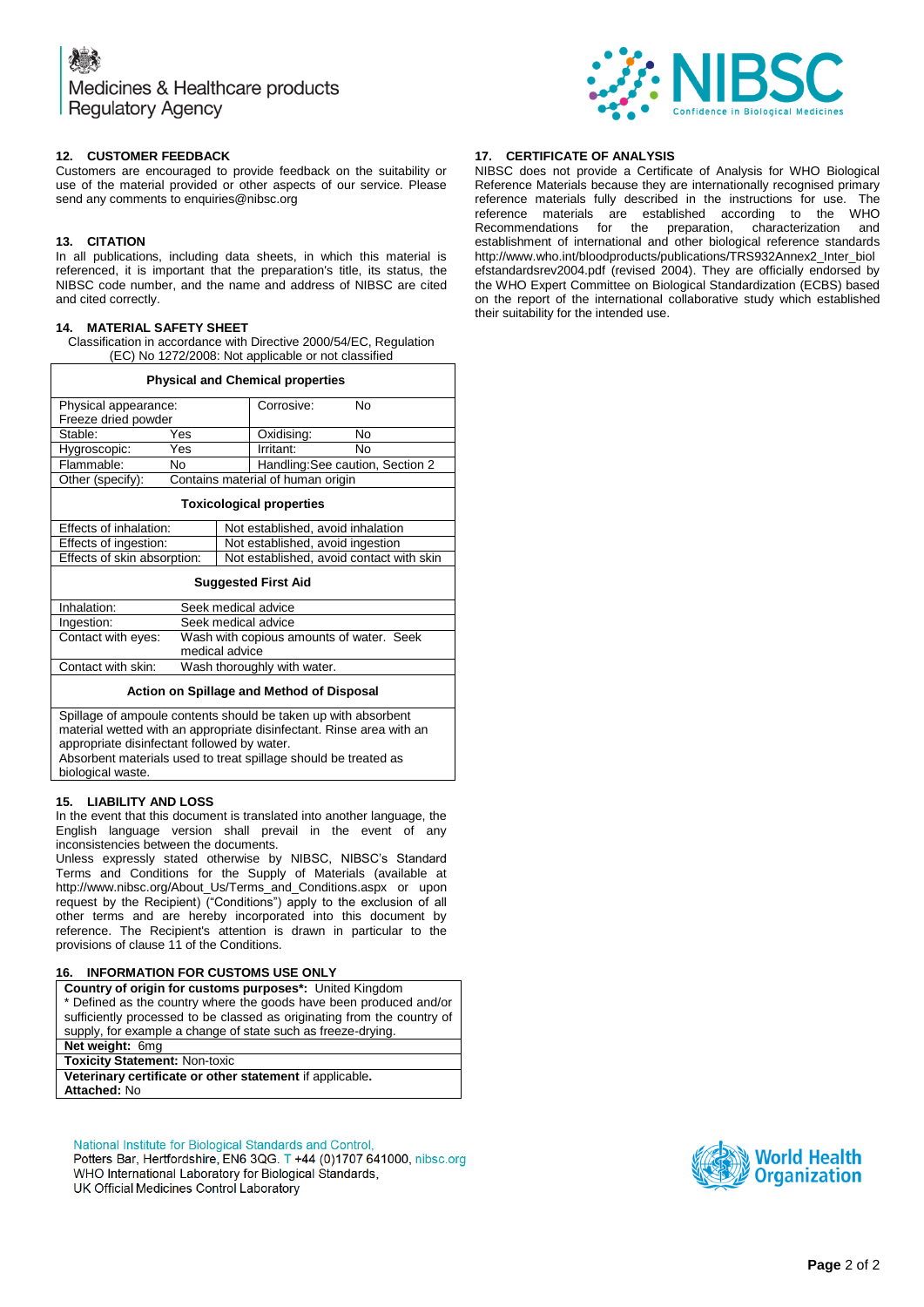## 12. CUSTOMER FEEDBACK

Customers are encouraged to provide feedback on the suitability or use of the material provided or other aspects of our service. Please send any comments to enquiries@nibsc.org

## 13. CITATION

In all publications, including data sheets, in which this material is referenced, it is important that the preparation's title, its status, the NIBSC code number, and the name and address of NIBSC are cited and cited correctly.

## 14. MATERIAL SAFETY SHEET

Classification in accordance with Directive 2000/54/EC, Regulation (EC) No 1272/2008: Not applicable or not classified

| **Physical and Chemical properties** | | | |
|---|---|---|---|
| Physical appearance: Freeze dried powder | | Corrosive: | No |
| Stable: | Yes | Oxidising: | No |
| Hygroscopic: | Yes | Irritant: | No |
| Flammable: | No | Handling: See caution, Section 2 | |
| Other (specify): | Contains material of human origin | | |

| **Toxicological properties** | |
|---|---|
| Effects of inhalation: | Not established, avoid inhalation |
| Effects of ingestion: | Not established, avoid ingestion |
| Effects of skin absorption: | Not established, avoid contact with skin |

| **Suggested First Aid** | |
|---|---|
| Inhalation: | Seek medical advice |
| Ingestion: | Seek medical advice |
| Contact with eyes: | Wash with copious amounts of water. Seek medical advice |
| Contact with skin: | Wash thoroughly with water. |

| **Action on Spillage and Method of Disposal** |
|---|
| Spillage of ampoule contents should be taken up with absorbent material wetted with an appropriate disinfectant. Rinse area with an appropriate disinfectant followed by water. Absorbent materials used to treat spillage should be treated as biological waste. |

## 15. LIABILITY AND LOSS

In the event that this document is translated into another language, the English language version shall prevail in the event of any inconsistencies between the documents.

Unless expressly stated otherwise by NIBSC, NIBSC's Standard Terms and Conditions for the Supply of Materials (available at http://www.nibsc.org/About_Us/Terms_and_Conditions.aspx or upon request by the Recipient) ("Conditions") apply to the exclusion of all other terms and are hereby incorporated into this document by reference. The Recipient's attention is drawn in particular to the provisions of clause 11 of the Conditions.

## 16. INFORMATION FOR CUSTOMS USE ONLY

| |
|---|
| **Country of origin for customs purposes\*:** United Kingdom<br>\* Defined as the country where the goods have been produced and/or sufficiently processed to be classed as originating from the country of supply, for example a change of state such as freeze-drying. |
| **Net weight:** 6mg |
| **Toxicity Statement:** Non-toxic |
| **Veterinary certificate or other statement** if applicable.<br>**Attached:** No |

## 17. CERTIFICATE OF ANALYSIS

NIBSC does not provide a Certificate of Analysis for WHO Biological Reference Materials because they are internationally recognised primary reference materials fully described in the instructions for use. The reference materials are established according to the WHO Recommendations for the preparation, characterization and establishment of international and other biological reference standards http://www.who.int/bloodproducts/publications/TRS932Annex2_Inter_biolefstandardsrev2004.pdf (revised 2004). They are officially endorsed by the WHO Expert Committee on Biological Standardization (ECBS) based on the report of the international collaborative study which established their suitability for the intended use.

National Institute for Biological Standards and Control,
Potters Bar, Hertfordshire, EN6 3QG. T +44 (0)1707 641000, nibsc.org
WHO International Laboratory for Biological Standards,
UK Official Medicines Control Laboratory